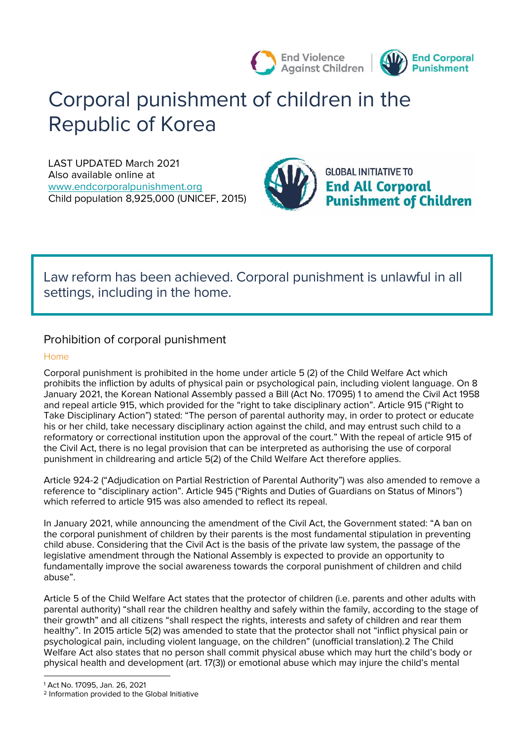End Violence Against Children | End Corporal Punishment

# Corporal punishment of children in the Republic of Korea

LAST UPDATED March 2021
Also available online at
www.endcorporalpunishment.org
Child population 8,925,000 (UNICEF, 2015)

GLOBAL INITIATIVE TO **End All Corporal Punishment of Children**

Law reform has been achieved. Corporal punishment is unlawful in all settings, including in the home.

## Prohibition of corporal punishment

### Home

Corporal punishment is prohibited in the home under article 5 (2) of the Child Welfare Act which prohibits the infliction by adults of physical pain or psychological pain, including violent language. On 8 January 2021, the Korean National Assembly passed a Bill (Act No. 17095) [1] to amend the Civil Act 1958 and repeal article 915, which provided for the "right to take disciplinary action". Article 915 ("Right to Take Disciplinary Action") stated: "The person of parental authority may, in order to protect or educate his or her child, take necessary disciplinary action against the child, and may entrust such child to a reformatory or correctional institution upon the approval of the court." With the repeal of article 915 of the Civil Act, there is no legal provision that can be interpreted as authorising the use of corporal punishment in childrearing and article 5(2) of the Child Welfare Act therefore applies.

Article 924-2 ("Adjudication on Partial Restriction of Parental Authority") was also amended to remove a reference to "disciplinary action". Article 945 ("Rights and Duties of Guardians on Status of Minors") which referred to article 915 was also amended to reflect its repeal.

In January 2021, while announcing the amendment of the Civil Act, the Government stated: "A ban on the corporal punishment of children by their parents is the most fundamental stipulation in preventing child abuse. Considering that the Civil Act is the basis of the private law system, the passage of the legislative amendment through the National Assembly is expected to provide an opportunity to fundamentally improve the social awareness towards the corporal punishment of children and child abuse".

Article 5 of the Child Welfare Act states that the protector of children (i.e. parents and other adults with parental authority) "shall rear the children healthy and safely within the family, according to the stage of their growth" and all citizens "shall respect the rights, interests and safety of children and rear them healthy". In 2015 article 5(2) was amended to state that the protector shall not "inflict physical pain or psychological pain, including violent language, on the children" (unofficial translation).[2] The Child Welfare Act also states that no person shall commit physical abuse which may hurt the child's body or physical health and development (art. 17(3)) or emotional abuse which may injure the child's mental

---

[1] Act No. 17095, Jan. 26, 2021
[2] Information provided to the Global Initiative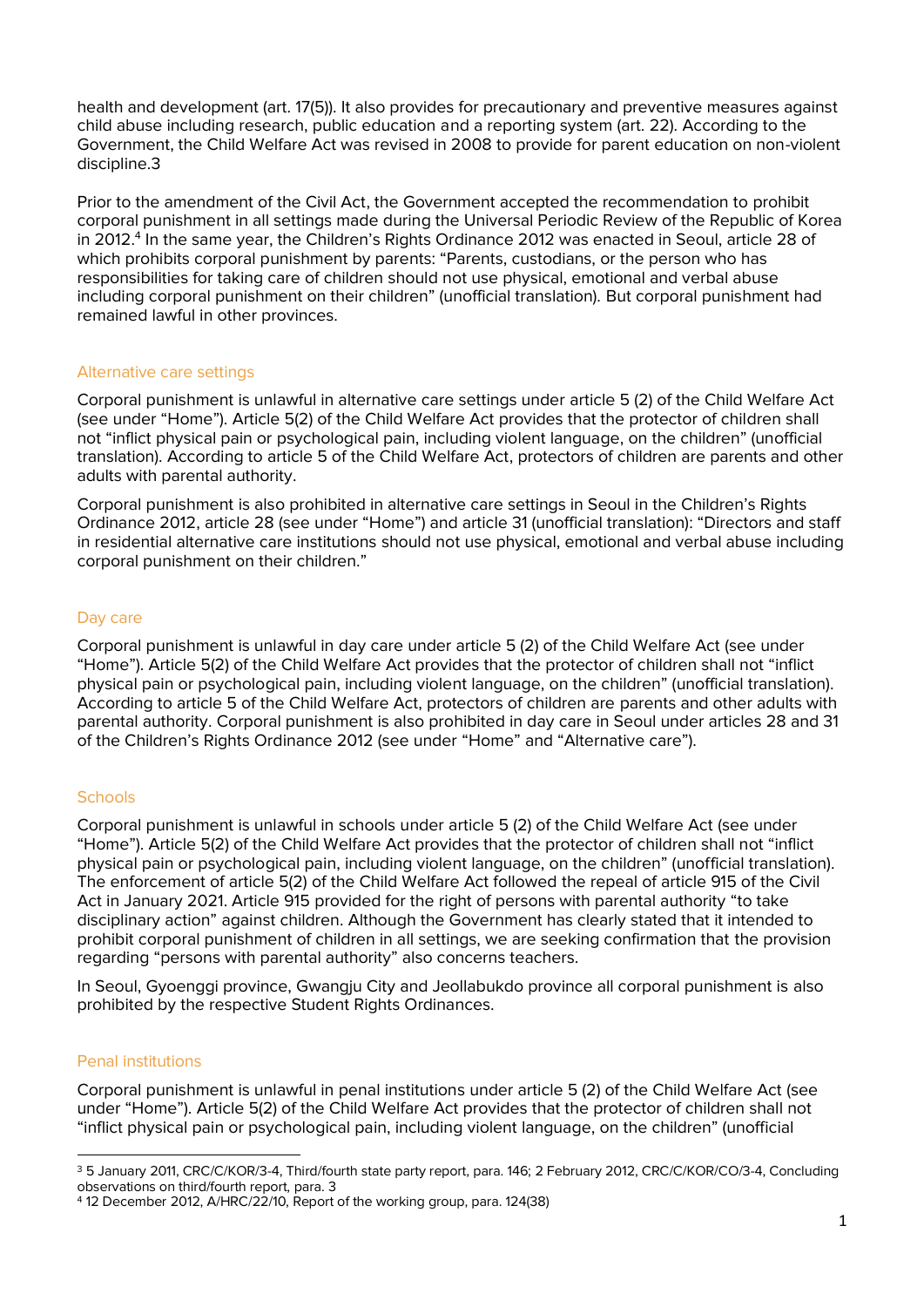health and development (art. 17(5)). It also provides for precautionary and preventive measures against child abuse including research, public education and a reporting system (art. 22). According to the Government, the Child Welfare Act was revised in 2008 to provide for parent education on non-violent discipline.3

Prior to the amendment of the Civil Act, the Government accepted the recommendation to prohibit corporal punishment in all settings made during the Universal Periodic Review of the Republic of Korea in 2012.[4] In the same year, the Children's Rights Ordinance 2012 was enacted in Seoul, article 28 of which prohibits corporal punishment by parents: "Parents, custodians, or the person who has responsibilities for taking care of children should not use physical, emotional and verbal abuse including corporal punishment on their children" (unofficial translation). But corporal punishment had remained lawful in other provinces.

## Alternative care settings

Corporal punishment is unlawful in alternative care settings under article 5 (2) of the Child Welfare Act (see under "Home"). Article 5(2) of the Child Welfare Act provides that the protector of children shall not "inflict physical pain or psychological pain, including violent language, on the children" (unofficial translation). According to article 5 of the Child Welfare Act, protectors of children are parents and other adults with parental authority.

Corporal punishment is also prohibited in alternative care settings in Seoul in the Children's Rights Ordinance 2012, article 28 (see under "Home") and article 31 (unofficial translation): "Directors and staff in residential alternative care institutions should not use physical, emotional and verbal abuse including corporal punishment on their children."

## Day care

Corporal punishment is unlawful in day care under article 5 (2) of the Child Welfare Act (see under "Home"). Article 5(2) of the Child Welfare Act provides that the protector of children shall not "inflict physical pain or psychological pain, including violent language, on the children" (unofficial translation). According to article 5 of the Child Welfare Act, protectors of children are parents and other adults with parental authority. Corporal punishment is also prohibited in day care in Seoul under articles 28 and 31 of the Children's Rights Ordinance 2012 (see under "Home" and "Alternative care").

## Schools

Corporal punishment is unlawful in schools under article 5 (2) of the Child Welfare Act (see under "Home"). Article 5(2) of the Child Welfare Act provides that the protector of children shall not "inflict physical pain or psychological pain, including violent language, on the children" (unofficial translation). The enforcement of article 5(2) of the Child Welfare Act followed the repeal of article 915 of the Civil Act in January 2021. Article 915 provided for the right of persons with parental authority "to take disciplinary action" against children. Although the Government has clearly stated that it intended to prohibit corporal punishment of children in all settings, we are seeking confirmation that the provision regarding "persons with parental authority" also concerns teachers.

In Seoul, Gyoenggi province, Gwangju City and Jeollabukdo province all corporal punishment is also prohibited by the respective Student Rights Ordinances.

## Penal institutions

Corporal punishment is unlawful in penal institutions under article 5 (2) of the Child Welfare Act (see under "Home"). Article 5(2) of the Child Welfare Act provides that the protector of children shall not "inflict physical pain or psychological pain, including violent language, on the children" (unofficial

---

[3] 5 January 2011, CRC/C/KOR/3-4, Third/fourth state party report, para. 146; 2 February 2012, CRC/C/KOR/CO/3-4, Concluding observations on third/fourth report, para. 3

[4] 12 December 2012, A/HRC/22/10, Report of the working group, para. 124(38)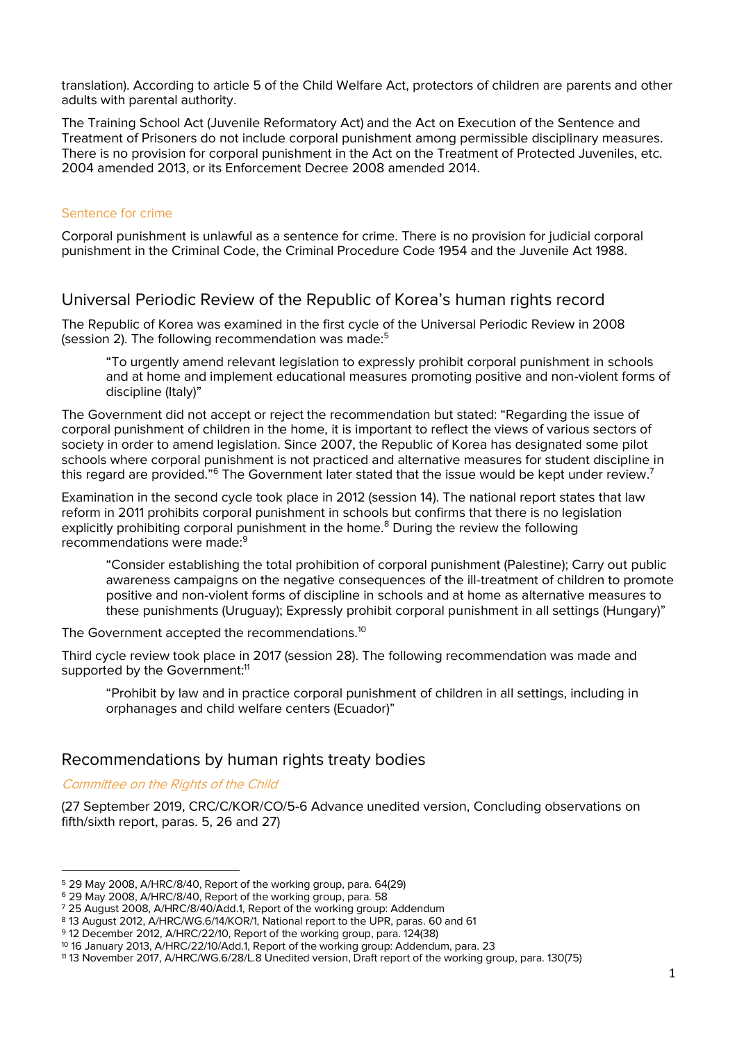translation). According to article 5 of the Child Welfare Act, protectors of children are parents and other adults with parental authority.

The Training School Act (Juvenile Reformatory Act) and the Act on Execution of the Sentence and Treatment of Prisoners do not include corporal punishment among permissible disciplinary measures. There is no provision for corporal punishment in the Act on the Treatment of Protected Juveniles, etc. 2004 amended 2013, or its Enforcement Decree 2008 amended 2014.

### Sentence for crime

Corporal punishment is unlawful as a sentence for crime. There is no provision for judicial corporal punishment in the Criminal Code, the Criminal Procedure Code 1954 and the Juvenile Act 1988.

## Universal Periodic Review of the Republic of Korea's human rights record

The Republic of Korea was examined in the first cycle of the Universal Periodic Review in 2008 (session 2). The following recommendation was made:[5]

> "To urgently amend relevant legislation to expressly prohibit corporal punishment in schools and at home and implement educational measures promoting positive and non-violent forms of discipline (Italy)"

The Government did not accept or reject the recommendation but stated: "Regarding the issue of corporal punishment of children in the home, it is important to reflect the views of various sectors of society in order to amend legislation. Since 2007, the Republic of Korea has designated some pilot schools where corporal punishment is not practiced and alternative measures for student discipline in this regard are provided."[6] The Government later stated that the issue would be kept under review.[7]

Examination in the second cycle took place in 2012 (session 14). The national report states that law reform in 2011 prohibits corporal punishment in schools but confirms that there is no legislation explicitly prohibiting corporal punishment in the home.[8] During the review the following recommendations were made:[9]

> "Consider establishing the total prohibition of corporal punishment (Palestine); Carry out public awareness campaigns on the negative consequences of the ill-treatment of children to promote positive and non-violent forms of discipline in schools and at home as alternative measures to these punishments (Uruguay); Expressly prohibit corporal punishment in all settings (Hungary)"

The Government accepted the recommendations.[10]

Third cycle review took place in 2017 (session 28). The following recommendation was made and supported by the Government:[11]

> "Prohibit by law and in practice corporal punishment of children in all settings, including in orphanages and child welfare centers (Ecuador)"

## Recommendations by human rights treaty bodies

### *Committee on the Rights of the Child*

(27 September 2019, CRC/C/KOR/CO/5-6 Advance unedited version, Concluding observations on fifth/sixth report, paras. 5, 26 and 27)

---

[5] 29 May 2008, A/HRC/8/40, Report of the working group, para. 64(29)
[6] 29 May 2008, A/HRC/8/40, Report of the working group, para. 58
[7] 25 August 2008, A/HRC/8/40/Add.1, Report of the working group: Addendum
[8] 13 August 2012, A/HRC/WG.6/14/KOR/1, National report to the UPR, paras. 60 and 61
[9] 12 December 2012, A/HRC/22/10, Report of the working group, para. 124(38)
[10] 16 January 2013, A/HRC/22/10/Add.1, Report of the working group: Addendum, para. 23
[11] 13 November 2017, A/HRC/WG.6/28/L.8 Unedited version, Draft report of the working group, para. 130(75)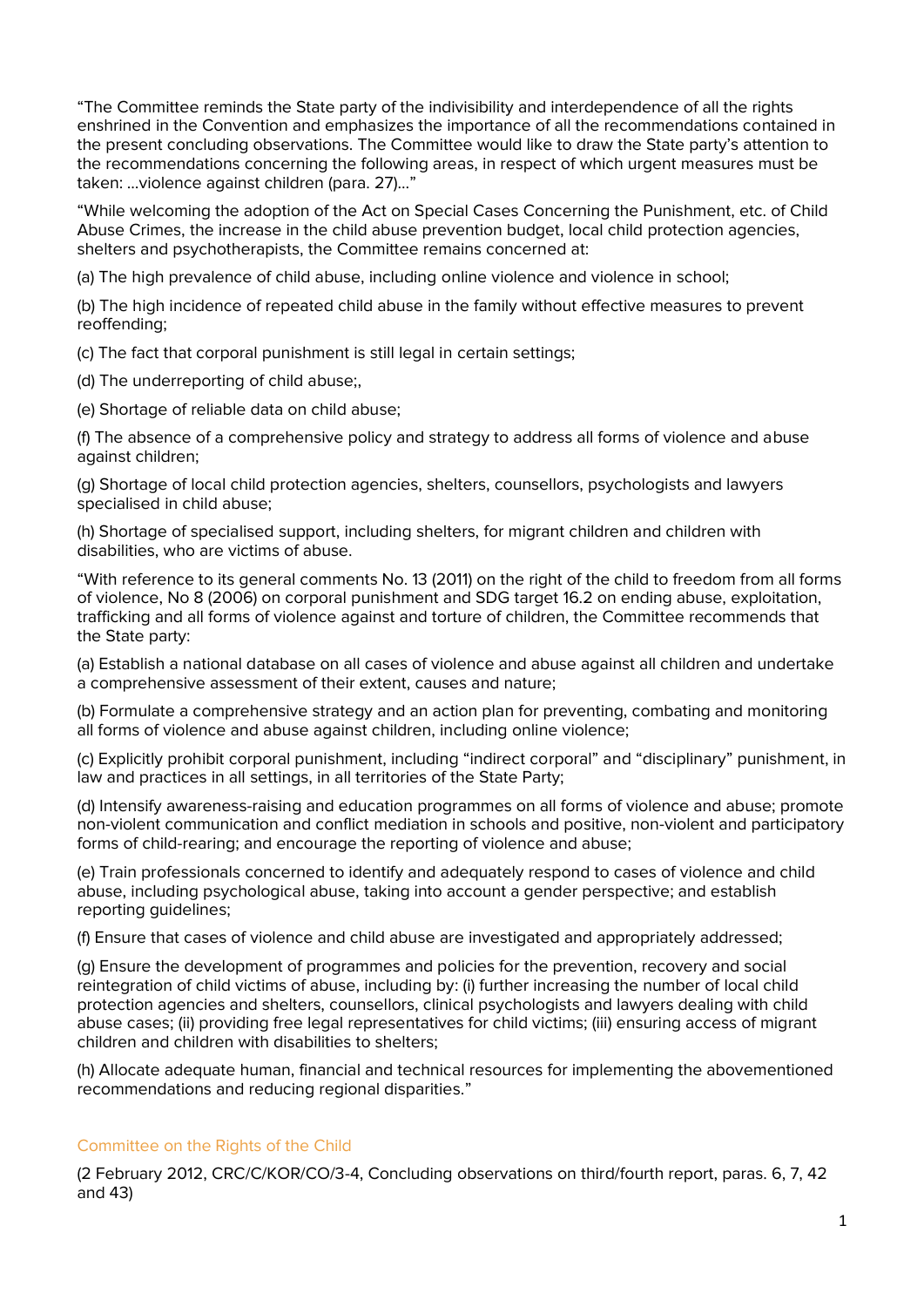"The Committee reminds the State party of the indivisibility and interdependence of all the rights enshrined in the Convention and emphasizes the importance of all the recommendations contained in the present concluding observations. The Committee would like to draw the State party's attention to the recommendations concerning the following areas, in respect of which urgent measures must be taken: …violence against children (para. 27)…"

"While welcoming the adoption of the Act on Special Cases Concerning the Punishment, etc. of Child Abuse Crimes, the increase in the child abuse prevention budget, local child protection agencies, shelters and psychotherapists, the Committee remains concerned at:

(a) The high prevalence of child abuse, including online violence and violence in school;

(b) The high incidence of repeated child abuse in the family without effective measures to prevent reoffending;

(c) The fact that corporal punishment is still legal in certain settings;

(d) The underreporting of child abuse;,

(e) Shortage of reliable data on child abuse;

(f) The absence of a comprehensive policy and strategy to address all forms of violence and abuse against children;

(g) Shortage of local child protection agencies, shelters, counsellors, psychologists and lawyers specialised in child abuse;

(h) Shortage of specialised support, including shelters, for migrant children and children with disabilities, who are victims of abuse.

"With reference to its general comments No. 13 (2011) on the right of the child to freedom from all forms of violence, No 8 (2006) on corporal punishment and SDG target 16.2 on ending abuse, exploitation, trafficking and all forms of violence against and torture of children, the Committee recommends that the State party:

(a) Establish a national database on all cases of violence and abuse against all children and undertake a comprehensive assessment of their extent, causes and nature;

(b) Formulate a comprehensive strategy and an action plan for preventing, combating and monitoring all forms of violence and abuse against children, including online violence;

(c) Explicitly prohibit corporal punishment, including "indirect corporal" and "disciplinary" punishment, in law and practices in all settings, in all territories of the State Party;

(d) Intensify awareness-raising and education programmes on all forms of violence and abuse; promote non-violent communication and conflict mediation in schools and positive, non-violent and participatory forms of child-rearing; and encourage the reporting of violence and abuse;

(e) Train professionals concerned to identify and adequately respond to cases of violence and child abuse, including psychological abuse, taking into account a gender perspective; and establish reporting guidelines;

(f) Ensure that cases of violence and child abuse are investigated and appropriately addressed;

(g) Ensure the development of programmes and policies for the prevention, recovery and social reintegration of child victims of abuse, including by: (i) further increasing the number of local child protection agencies and shelters, counsellors, clinical psychologists and lawyers dealing with child abuse cases; (ii) providing free legal representatives for child victims; (iii) ensuring access of migrant children and children with disabilities to shelters;

(h) Allocate adequate human, financial and technical resources for implementing the abovementioned recommendations and reducing regional disparities."

Committee on the Rights of the Child

(2 February 2012, CRC/C/KOR/CO/3-4, Concluding observations on third/fourth report, paras. 6, 7, 42 and 43)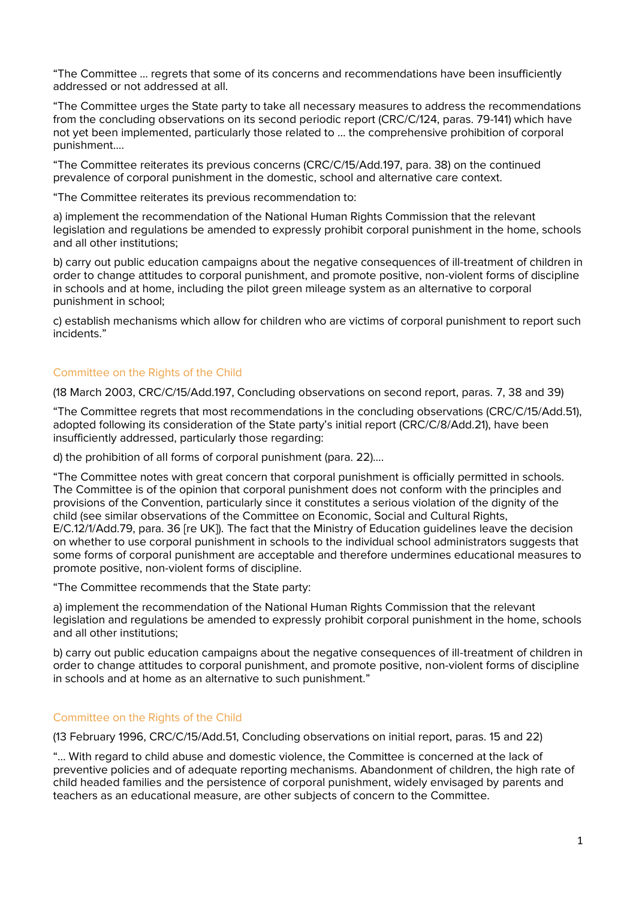"The Committee … regrets that some of its concerns and recommendations have been insufficiently addressed or not addressed at all.

"The Committee urges the State party to take all necessary measures to address the recommendations from the concluding observations on its second periodic report (CRC/C/124, paras. 79-141) which have not yet been implemented, particularly those related to … the comprehensive prohibition of corporal punishment….

"The Committee reiterates its previous concerns (CRC/C/15/Add.197, para. 38) on the continued prevalence of corporal punishment in the domestic, school and alternative care context.

"The Committee reiterates its previous recommendation to:

a) implement the recommendation of the National Human Rights Commission that the relevant legislation and regulations be amended to expressly prohibit corporal punishment in the home, schools and all other institutions;

b) carry out public education campaigns about the negative consequences of ill-treatment of children in order to change attitudes to corporal punishment, and promote positive, non-violent forms of discipline in schools and at home, including the pilot green mileage system as an alternative to corporal punishment in school;

c) establish mechanisms which allow for children who are victims of corporal punishment to report such incidents."

### Committee on the Rights of the Child

(18 March 2003, CRC/C/15/Add.197, Concluding observations on second report, paras. 7, 38 and 39)

"The Committee regrets that most recommendations in the concluding observations (CRC/C/15/Add.51), adopted following its consideration of the State party's initial report (CRC/C/8/Add.21), have been insufficiently addressed, particularly those regarding:

d) the prohibition of all forms of corporal punishment (para. 22)….

"The Committee notes with great concern that corporal punishment is officially permitted in schools. The Committee is of the opinion that corporal punishment does not conform with the principles and provisions of the Convention, particularly since it constitutes a serious violation of the dignity of the child (see similar observations of the Committee on Economic, Social and Cultural Rights, E/C.12/1/Add.79, para. 36 [re UK]). The fact that the Ministry of Education guidelines leave the decision on whether to use corporal punishment in schools to the individual school administrators suggests that some forms of corporal punishment are acceptable and therefore undermines educational measures to promote positive, non-violent forms of discipline.

"The Committee recommends that the State party:

a) implement the recommendation of the National Human Rights Commission that the relevant legislation and regulations be amended to expressly prohibit corporal punishment in the home, schools and all other institutions;

b) carry out public education campaigns about the negative consequences of ill-treatment of children in order to change attitudes to corporal punishment, and promote positive, non-violent forms of discipline in schools and at home as an alternative to such punishment."

### Committee on the Rights of the Child

(13 February 1996, CRC/C/15/Add.51, Concluding observations on initial report, paras. 15 and 22)

"… With regard to child abuse and domestic violence, the Committee is concerned at the lack of preventive policies and of adequate reporting mechanisms. Abandonment of children, the high rate of child headed families and the persistence of corporal punishment, widely envisaged by parents and teachers as an educational measure, are other subjects of concern to the Committee.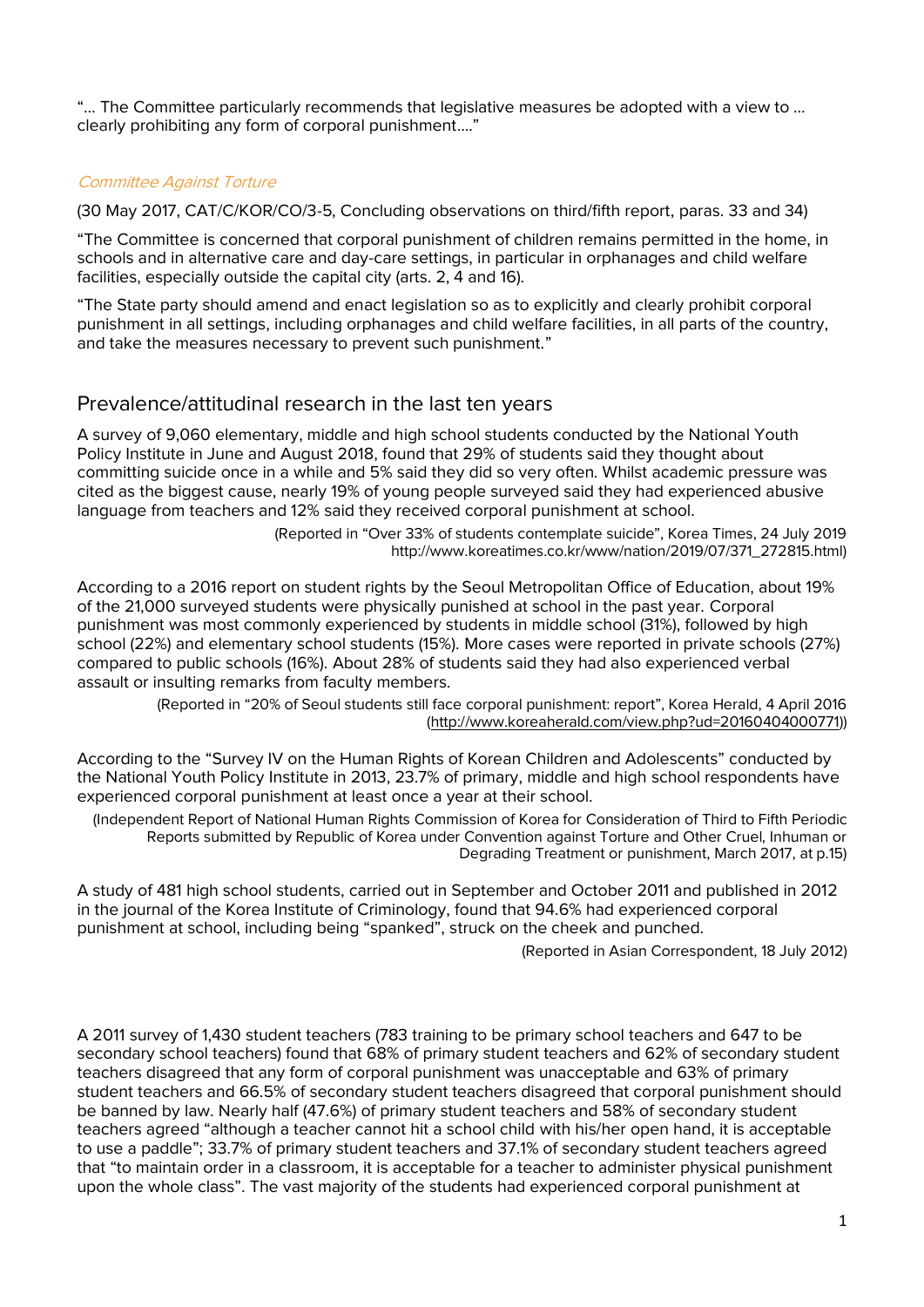"… The Committee particularly recommends that legislative measures be adopted with a view to … clearly prohibiting any form of corporal punishment…."

*Committee Against Torture*

(30 May 2017, CAT/C/KOR/CO/3-5, Concluding observations on third/fifth report, paras. 33 and 34)

"The Committee is concerned that corporal punishment of children remains permitted in the home, in schools and in alternative care and day-care settings, in particular in orphanages and child welfare facilities, especially outside the capital city (arts. 2, 4 and 16).

"The State party should amend and enact legislation so as to explicitly and clearly prohibit corporal punishment in all settings, including orphanages and child welfare facilities, in all parts of the country, and take the measures necessary to prevent such punishment."

## Prevalence/attitudinal research in the last ten years

A survey of 9,060 elementary, middle and high school students conducted by the National Youth Policy Institute in June and August 2018, found that 29% of students said they thought about committing suicide once in a while and 5% said they did so very often. Whilst academic pressure was cited as the biggest cause, nearly 19% of young people surveyed said they had experienced abusive language from teachers and 12% said they received corporal punishment at school.

(Reported in "Over 33% of students contemplate suicide", Korea Times, 24 July 2019 http://www.koreatimes.co.kr/www/nation/2019/07/371_272815.html)

According to a 2016 report on student rights by the Seoul Metropolitan Office of Education, about 19% of the 21,000 surveyed students were physically punished at school in the past year. Corporal punishment was most commonly experienced by students in middle school (31%), followed by high school (22%) and elementary school students (15%). More cases were reported in private schools (27%) compared to public schools (16%). About 28% of students said they had also experienced verbal assault or insulting remarks from faculty members.

(Reported in "20% of Seoul students still face corporal punishment: report", Korea Herald, 4 April 2016 (http://www.koreaherald.com/view.php?ud=20160404000771))

According to the "Survey IV on the Human Rights of Korean Children and Adolescents" conducted by the National Youth Policy Institute in 2013, 23.7% of primary, middle and high school respondents have experienced corporal punishment at least once a year at their school.

(Independent Report of National Human Rights Commission of Korea for Consideration of Third to Fifth Periodic Reports submitted by Republic of Korea under Convention against Torture and Other Cruel, Inhuman or Degrading Treatment or punishment, March 2017, at p.15)

A study of 481 high school students, carried out in September and October 2011 and published in 2012 in the journal of the Korea Institute of Criminology, found that 94.6% had experienced corporal punishment at school, including being "spanked", struck on the cheek and punched.

(Reported in Asian Correspondent, 18 July 2012)

A 2011 survey of 1,430 student teachers (783 training to be primary school teachers and 647 to be secondary school teachers) found that 68% of primary student teachers and 62% of secondary student teachers disagreed that any form of corporal punishment was unacceptable and 63% of primary student teachers and 66.5% of secondary student teachers disagreed that corporal punishment should be banned by law. Nearly half (47.6%) of primary student teachers and 58% of secondary student teachers agreed "although a teacher cannot hit a school child with his/her open hand, it is acceptable to use a paddle"; 33.7% of primary student teachers and 37.1% of secondary student teachers agreed that "to maintain order in a classroom, it is acceptable for a teacher to administer physical punishment upon the whole class". The vast majority of the students had experienced corporal punishment at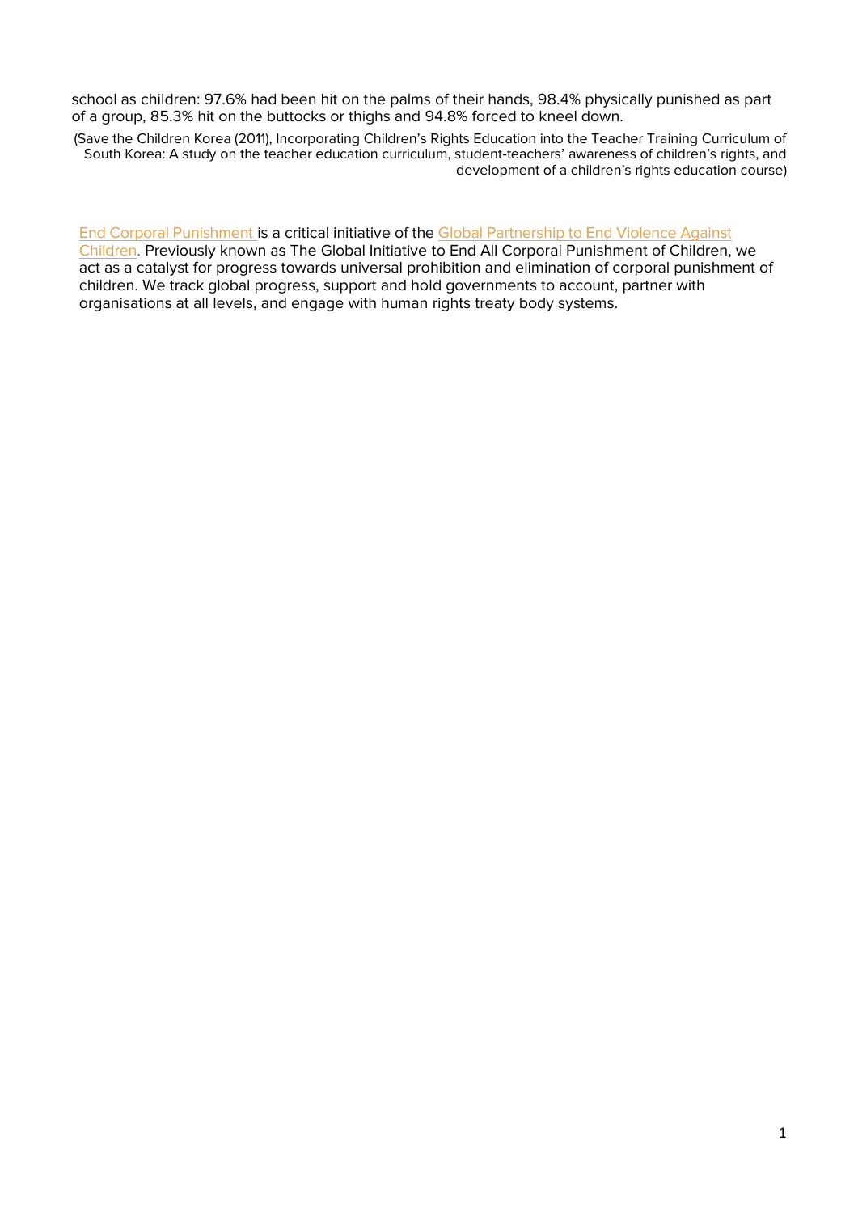school as children: 97.6% had been hit on the palms of their hands, 98.4% physically punished as part of a group, 85.3% hit on the buttocks or thighs and 94.8% forced to kneel down.

(Save the Children Korea (2011), Incorporating Children's Rights Education into the Teacher Training Curriculum of South Korea: A study on the teacher education curriculum, student-teachers' awareness of children's rights, and development of a children's rights education course)

End Corporal Punishment is a critical initiative of the Global Partnership to End Violence Against Children. Previously known as The Global Initiative to End All Corporal Punishment of Children, we act as a catalyst for progress towards universal prohibition and elimination of corporal punishment of children. We track global progress, support and hold governments to account, partner with organisations at all levels, and engage with human rights treaty body systems.